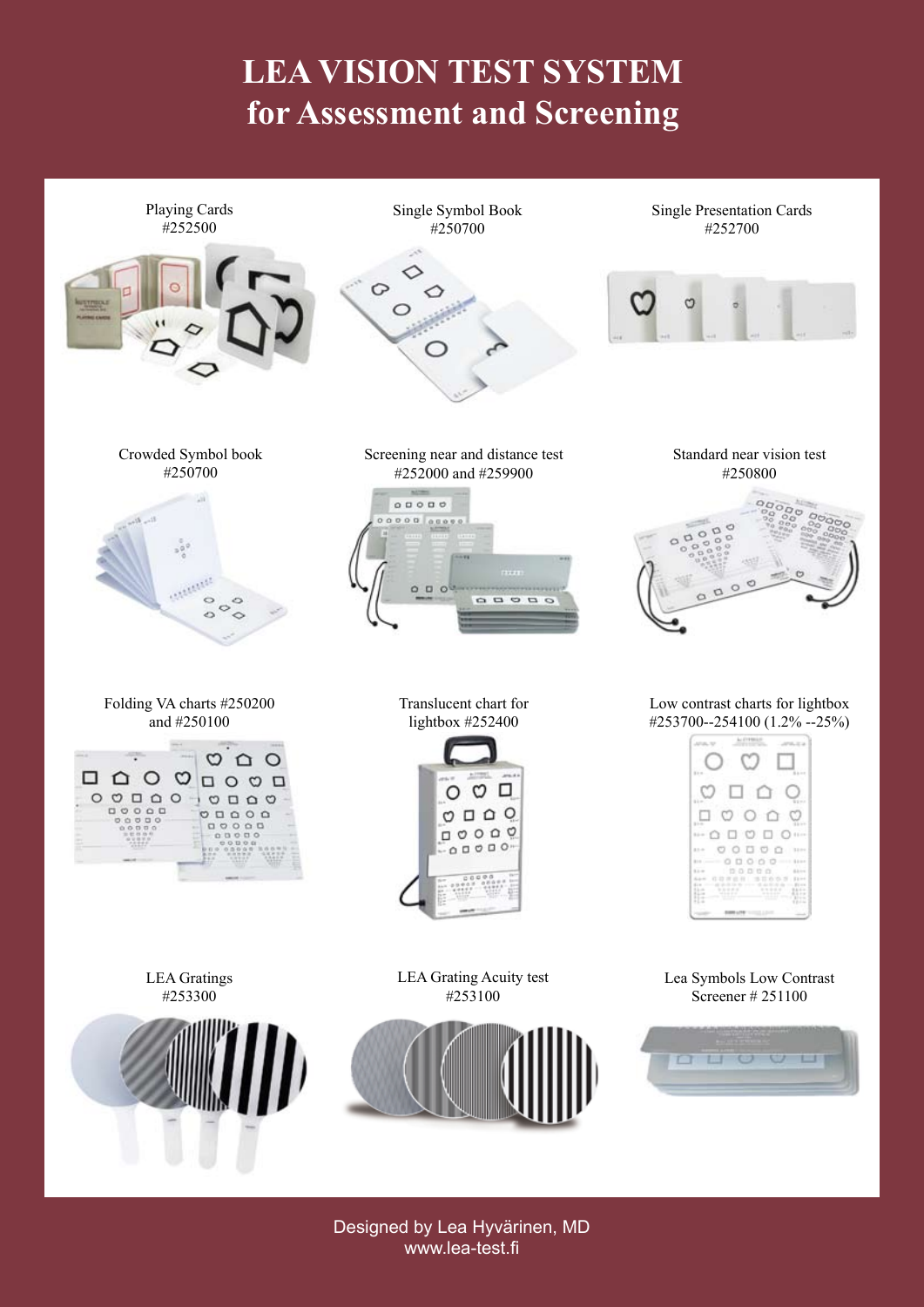# LEA VISION TEST SYSTEM
# for Assessment and Screening

Playing Cards
#252500

Single Symbol Book
#250700

Single Presentation Cards
#252700

Crowded Symbol book
#250700

Screening near and distance test
#252000 and #259900

Standard near vision test
#250800

Folding VA charts #250200
and #250100

Translucent chart for
lightbox #252400

Low contrast charts for lightbox
#253700--254100 (1.2% --25%)

LEA Gratings
#253300

LEA Grating Acuity test
#253100

Lea Symbols Low Contrast
Screener # 251100

Designed by Lea Hyvärinen, MD
www.lea-test.fi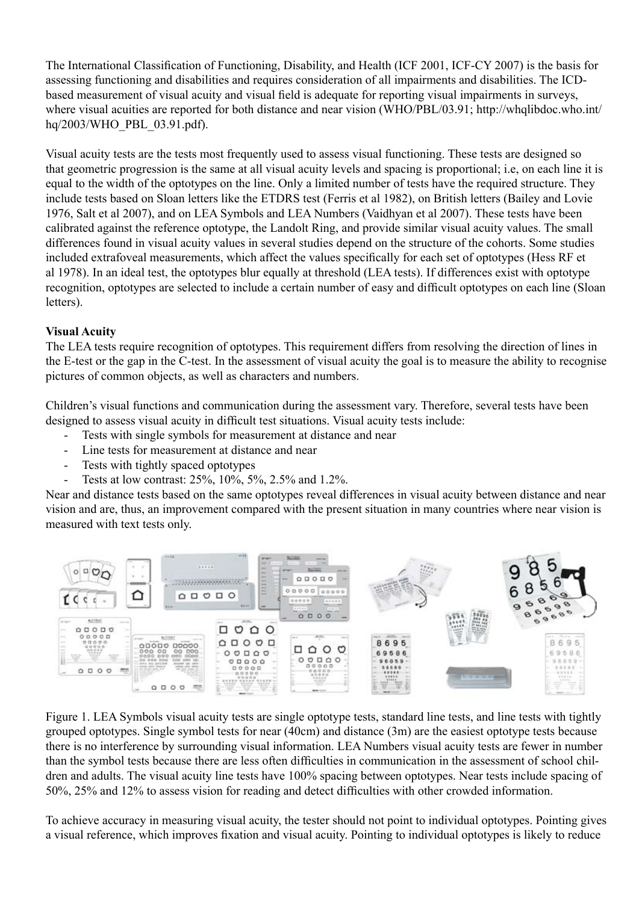The International Classification of Functioning, Disability, and Health (ICF 2001, ICF-CY 2007) is the basis for assessing functioning and disabilities and requires consideration of all impairments and disabilities. The ICD-based measurement of visual acuity and visual field is adequate for reporting visual impairments in surveys, where visual acuities are reported for both distance and near vision (WHO/PBL/03.91; http://whqlibdoc.who.int/hq/2003/WHO_PBL_03.91.pdf).

Visual acuity tests are the tests most frequently used to assess visual functioning. These tests are designed so that geometric progression is the same at all visual acuity levels and spacing is proportional; i.e, on each line it is equal to the width of the optotypes on the line. Only a limited number of tests have the required structure. They include tests based on Sloan letters like the ETDRS test (Ferris et al 1982), on British letters (Bailey and Lovie 1976, Salt et al 2007), and on LEA Symbols and LEA Numbers (Vaidhyan et al 2007). These tests have been calibrated against the reference optotype, the Landolt Ring, and provide similar visual acuity values. The small differences found in visual acuity values in several studies depend on the structure of the cohorts. Some studies included extrafoveal measurements, which affect the values specifically for each set of optotypes (Hess RF et al 1978). In an ideal test, the optotypes blur equally at threshold (LEA tests). If differences exist with optotype recognition, optotypes are selected to include a certain number of easy and difficult optotypes on each line (Sloan letters).

**Visual Acuity**

The LEA tests require recognition of optotypes. This requirement differs from resolving the direction of lines in the E-test or the gap in the C-test. In the assessment of visual acuity the goal is to measure the ability to recognise pictures of common objects, as well as characters and numbers.

Children's visual functions and communication during the assessment vary. Therefore, several tests have been designed to assess visual acuity in difficult test situations. Visual acuity tests include:

- Tests with single symbols for measurement at distance and near
- Line tests for measurement at distance and near
- Tests with tightly spaced optotypes
- Tests at low contrast: 25%, 10%, 5%, 2.5% and 1.2%.

Near and distance tests based on the same optotypes reveal differences in visual acuity between distance and near vision and are, thus, an improvement compared with the present situation in many countries where near vision is measured with text tests only.

Figure 1. LEA Symbols visual acuity tests are single optotype tests, standard line tests, and line tests with tightly grouped optotypes. Single symbol tests for near (40cm) and distance (3m) are the easiest optotype tests because there is no interference by surrounding visual information. LEA Numbers visual acuity tests are fewer in number than the symbol tests because there are less often difficulties in communication in the assessment of school children and adults. The visual acuity line tests have 100% spacing between optotypes. Near tests include spacing of 50%, 25% and 12% to assess vision for reading and detect difficulties with other crowded information.

To achieve accuracy in measuring visual acuity, the tester should not point to individual optotypes. Pointing gives a visual reference, which improves fixation and visual acuity. Pointing to individual optotypes is likely to reduce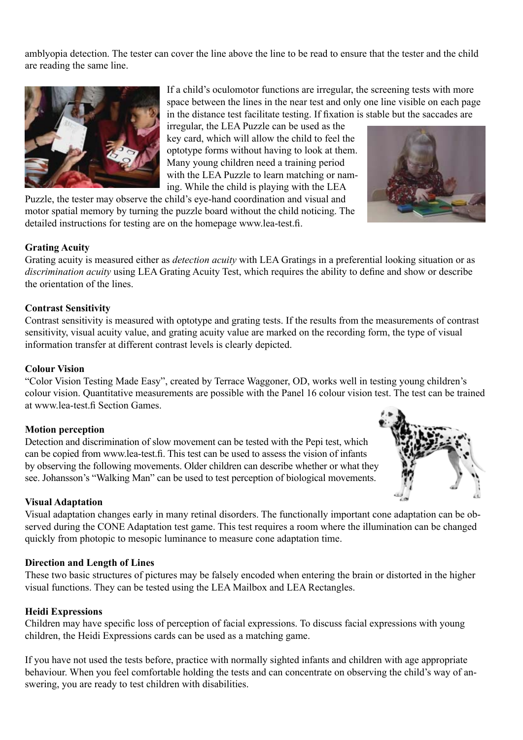amblyopia detection. The tester can cover the line above the line to be read to ensure that the tester and the child are reading the same line.

If a child's oculomotor functions are irregular, the screening tests with more space between the lines in the near test and only one line visible on each page in the distance test facilitate testing. If fixation is stable but the saccades are irregular, the LEA Puzzle can be used as the key card, which will allow the child to feel the optotype forms without having to look at them. Many young children need a training period with the LEA Puzzle to learn matching or naming. While the child is playing with the LEA Puzzle, the tester may observe the child's eye-hand coordination and visual and motor spatial memory by turning the puzzle board without the child noticing. The detailed instructions for testing are on the homepage www.lea-test.fi.

**Grating Acuity**

Grating acuity is measured either as *detection acuity* with LEA Gratings in a preferential looking situation or as *discrimination acuity* using LEA Grating Acuity Test, which requires the ability to define and show or describe the orientation of the lines.

**Contrast Sensitivity**

Contrast sensitivity is measured with optotype and grating tests. If the results from the measurements of contrast sensitivity, visual acuity value, and grating acuity value are marked on the recording form, the type of visual information transfer at different contrast levels is clearly depicted.

**Colour Vision**

"Color Vision Testing Made Easy", created by Terrace Waggoner, OD, works well in testing young children's colour vision. Quantitative measurements are possible with the Panel 16 colour vision test. The test can be trained at www.lea-test.fi Section Games.

**Motion perception**

Detection and discrimination of slow movement can be tested with the Pepi test, which can be copied from www.lea-test.fi. This test can be used to assess the vision of infants by observing the following movements. Older children can describe whether or what they see. Johansson's "Walking Man" can be used to test perception of biological movements.

**Visual Adaptation**

Visual adaptation changes early in many retinal disorders. The functionally important cone adaptation can be observed during the CONE Adaptation test game. This test requires a room where the illumination can be changed quickly from photopic to mesopic luminance to measure cone adaptation time.

**Direction and Length of Lines**

These two basic structures of pictures may be falsely encoded when entering the brain or distorted in the higher visual functions. They can be tested using the LEA Mailbox and LEA Rectangles.

**Heidi Expressions**

Children may have specific loss of perception of facial expressions. To discuss facial expressions with young children, the Heidi Expressions cards can be used as a matching game.

If you have not used the tests before, practice with normally sighted infants and children with age appropriate behaviour. When you feel comfortable holding the tests and can concentrate on observing the child's way of answering, you are ready to test children with disabilities.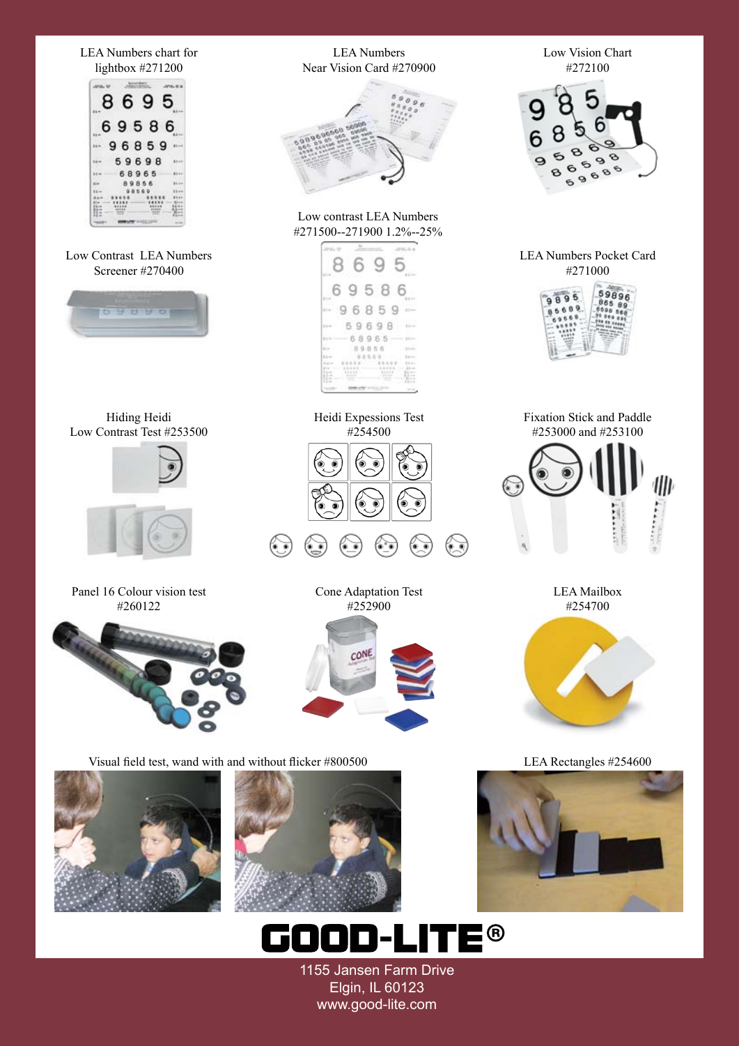LEA Numbers chart for lightbox #271200

LEA Numbers Near Vision Card #270900

Low Vision Chart #272100

Low contrast LEA Numbers #271500--271900 1.2%--25%

Low Contrast LEA Numbers Screener #270400

LEA Numbers Pocket Card #271000

Hiding Heidi Low Contrast Test #253500

Heidi Expressions Test #254500

Fixation Stick and Paddle #253000 and #253100

Panel 16 Colour vision test #260122

Cone Adaptation Test #252900

LEA Mailbox #254700

Visual field test, wand with and without flicker #800500

LEA Rectangles #254600

**GOOD-LITE®**

1155 Jansen Farm Drive
Elgin, IL 60123
www.good-lite.com